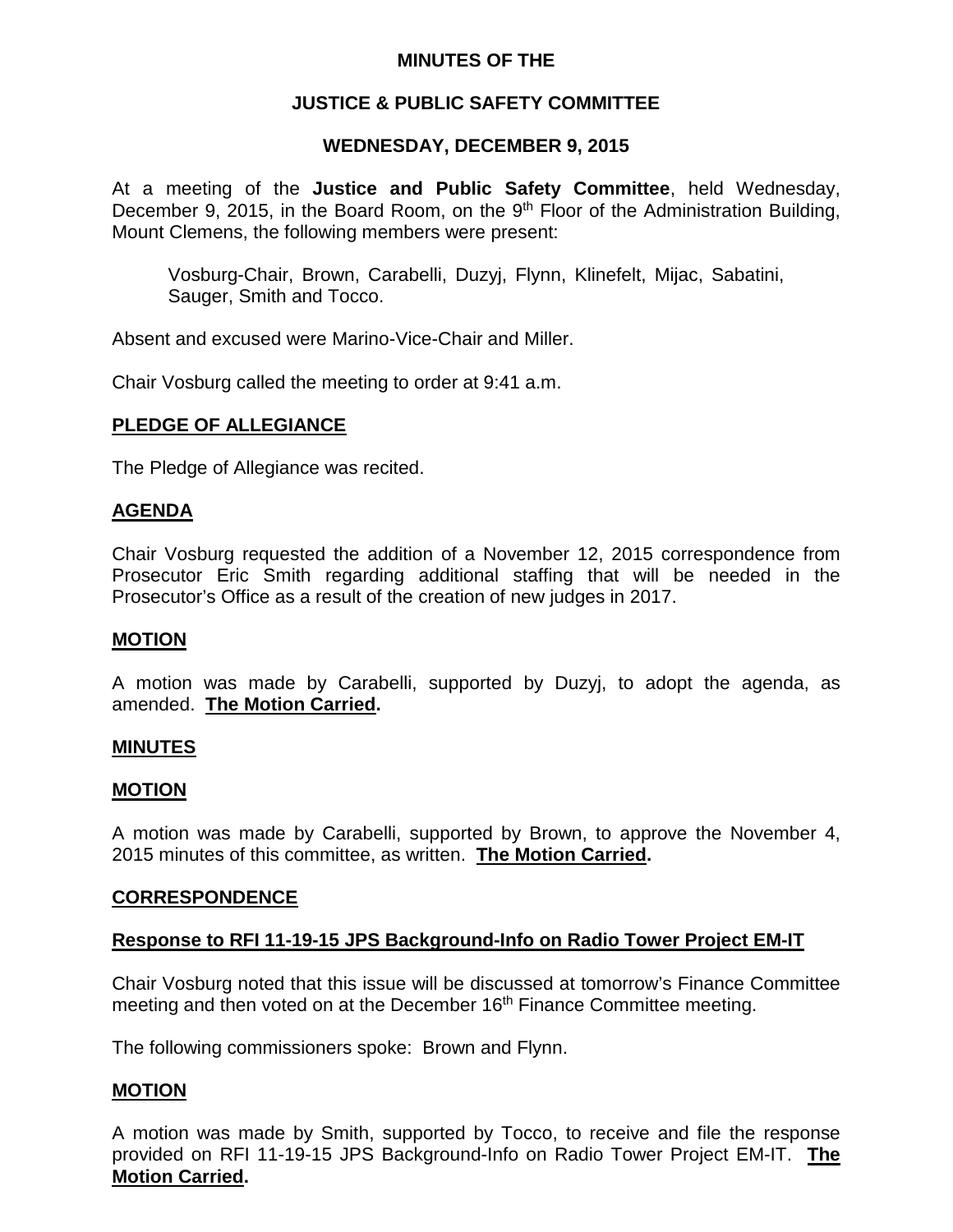# MINUTES OF THE

## JUSTICE & PUBLIC SAFETY COMMITTEE

### WEDNESDAY, DECEMBER 9, 2015

At a meeting of the **Justice and Public Safety Committee**, held Wednesday, December 9, 2015, in the Board Room, on the 9th Floor of the Administration Building, Mount Clemens, the following members were present:

> Vosburg-Chair, Brown, Carabelli, Duzyj, Flynn, Klinefelt, Mijac, Sabatini, Sauger, Smith and Tocco.

Absent and excused were Marino-Vice-Chair and Miller.

Chair Vosburg called the meeting to order at 9:41 a.m.

**PLEDGE OF ALLEGIANCE**

The Pledge of Allegiance was recited.

**AGENDA**

Chair Vosburg requested the addition of a November 12, 2015 correspondence from Prosecutor Eric Smith regarding additional staffing that will be needed in the Prosecutor's Office as a result of the creation of new judges in 2017.

**MOTION**

A motion was made by Carabelli, supported by Duzyj, to adopt the agenda, as amended. **The Motion Carried.**

**MINUTES**

**MOTION**

A motion was made by Carabelli, supported by Brown, to approve the November 4, 2015 minutes of this committee, as written. **The Motion Carried.**

**CORRESPONDENCE**

**Response to RFI 11-19-15 JPS Background-Info on Radio Tower Project EM-IT**

Chair Vosburg noted that this issue will be discussed at tomorrow's Finance Committee meeting and then voted on at the December 16th Finance Committee meeting.

The following commissioners spoke: Brown and Flynn.

**MOTION**

A motion was made by Smith, supported by Tocco, to receive and file the response provided on RFI 11-19-15 JPS Background-Info on Radio Tower Project EM-IT. **The Motion Carried.**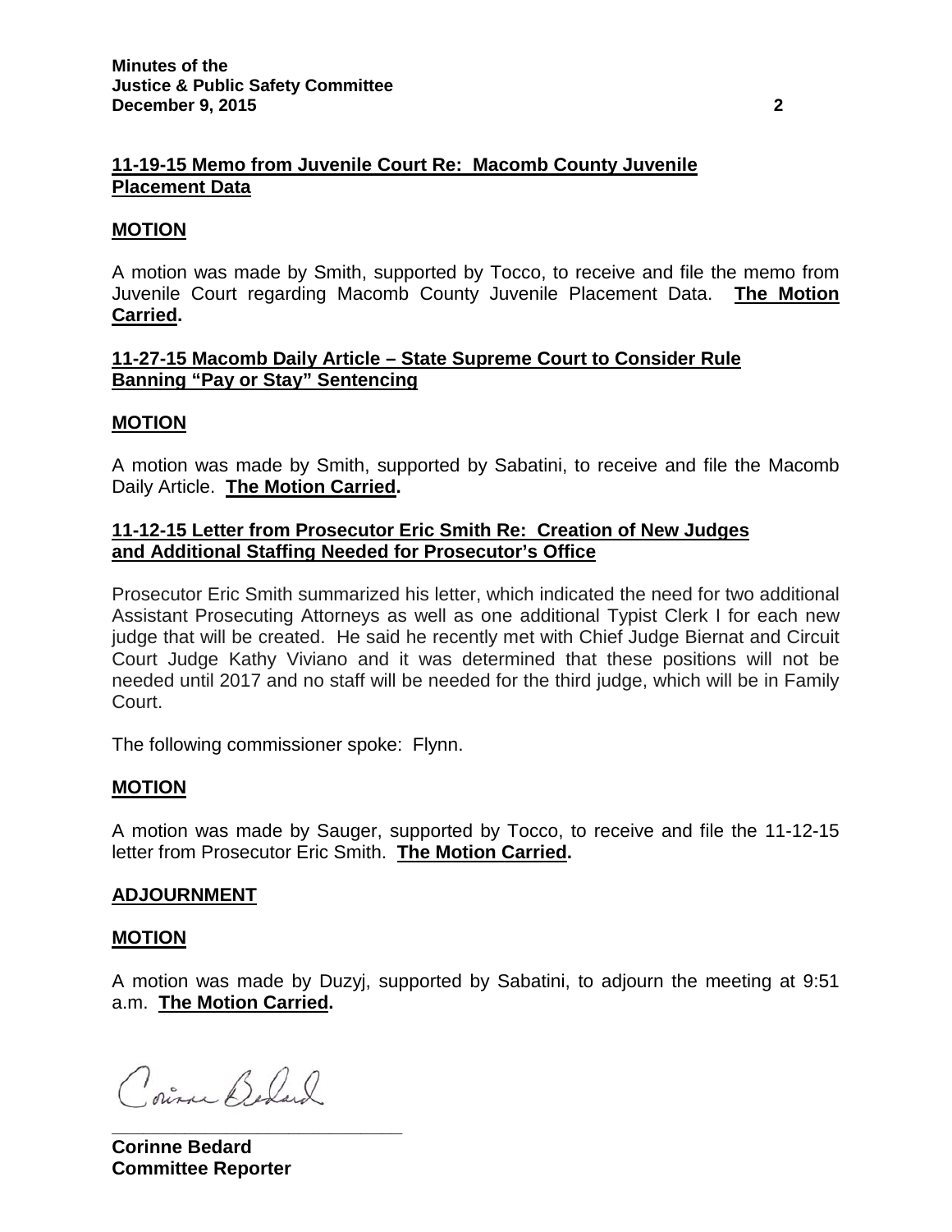**11-19-15 Memo from Juvenile Court Re: Macomb County Juvenile Placement Data**

**MOTION**

A motion was made by Smith, supported by Tocco, to receive and file the memo from Juvenile Court regarding Macomb County Juvenile Placement Data. **The Motion Carried.**

**11-27-15 Macomb Daily Article – State Supreme Court to Consider Rule Banning "Pay or Stay" Sentencing**

**MOTION**

A motion was made by Smith, supported by Sabatini, to receive and file the Macomb Daily Article. **The Motion Carried.**

**11-12-15 Letter from Prosecutor Eric Smith Re: Creation of New Judges and Additional Staffing Needed for Prosecutor's Office**

Prosecutor Eric Smith summarized his letter, which indicated the need for two additional Assistant Prosecuting Attorneys as well as one additional Typist Clerk I for each new judge that will be created. He said he recently met with Chief Judge Biernat and Circuit Court Judge Kathy Viviano and it was determined that these positions will not be needed until 2017 and no staff will be needed for the third judge, which will be in Family Court.

The following commissioner spoke: Flynn.

**MOTION**

A motion was made by Sauger, supported by Tocco, to receive and file the 11-12-15 letter from Prosecutor Eric Smith. **The Motion Carried.**

**ADJOURNMENT**

**MOTION**

A motion was made by Duzyj, supported by Sabatini, to adjourn the meeting at 9:51 a.m. **The Motion Carried.**

Corinne Bedard

**Corinne Bedard**
**Committee Reporter**